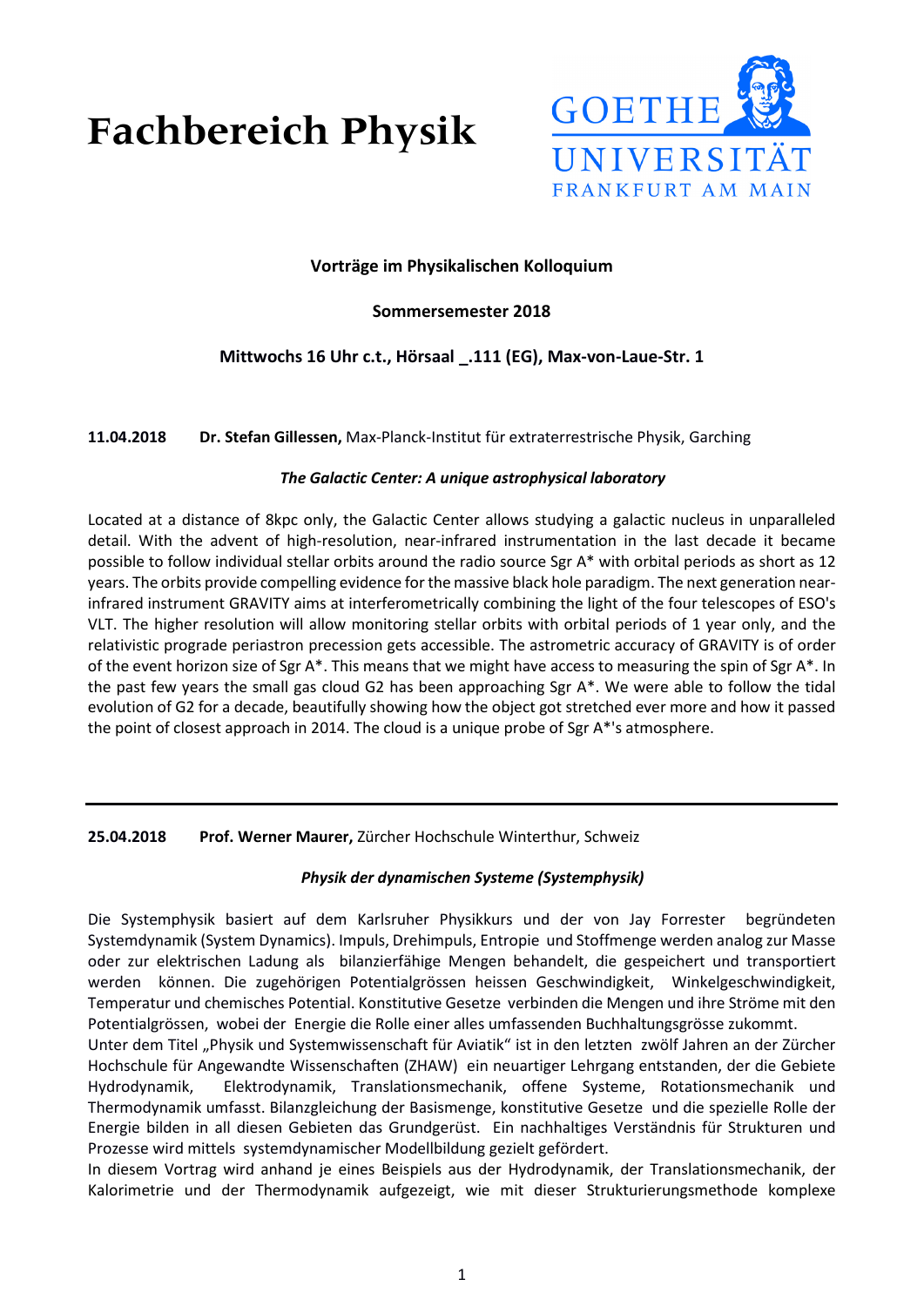# Fachbereich Physik

GOETHE UNIVERSITÄT FRANKFURT AM MAIN

**Vorträge im Physikalischen Kolloquium**

**Sommersemester 2018**

**Mittwochs 16 Uhr c.t., Hörsaal _.111 (EG), Max-von-Laue-Str. 1**

**11.04.2018** **Dr. Stefan Gillessen,** Max-Planck-Institut für extraterrestrische Physik, Garching

***The Galactic Center: A unique astrophysical laboratory***

Located at a distance of 8kpc only, the Galactic Center allows studying a galactic nucleus in unparalleled detail. With the advent of high-resolution, near-infrared instrumentation in the last decade it became possible to follow individual stellar orbits around the radio source Sgr A* with orbital periods as short as 12 years. The orbits provide compelling evidence for the massive black hole paradigm. The next generation near-infrared instrument GRAVITY aims at interferometrically combining the light of the four telescopes of ESO's VLT. The higher resolution will allow monitoring stellar orbits with orbital periods of 1 year only, and the relativistic prograde periastron precession gets accessible. The astrometric accuracy of GRAVITY is of order of the event horizon size of Sgr A*. This means that we might have access to measuring the spin of Sgr A*. In the past few years the small gas cloud G2 has been approaching Sgr A*. We were able to follow the tidal evolution of G2 for a decade, beautifully showing how the object got stretched ever more and how it passed the point of closest approach in 2014. The cloud is a unique probe of Sgr A*'s atmosphere.

---

**25.04.2018** **Prof. Werner Maurer,** Zürcher Hochschule Winterthur, Schweiz

***Physik der dynamischen Systeme (Systemphysik)***

Die Systemphysik basiert auf dem Karlsruher Physikkurs und der von Jay Forrester begründeten Systemdynamik (System Dynamics). Impuls, Drehimpuls, Entropie und Stoffmenge werden analog zur Masse oder zur elektrischen Ladung als bilanzierfähige Mengen behandelt, die gespeichert und transportiert werden können. Die zugehörigen Potentialgrössen heissen Geschwindigkeit, Winkelgeschwindigkeit, Temperatur und chemisches Potential. Konstitutive Gesetze verbinden die Mengen und ihre Ströme mit den Potentialgrössen, wobei der Energie die Rolle einer alles umfassenden Buchhaltungsgrösse zukommt.
Unter dem Titel „Physik und Systemwissenschaft für Aviatik" ist in den letzten zwölf Jahren an der Zürcher Hochschule für Angewandte Wissenschaften (ZHAW) ein neuartiger Lehrgang entstanden, der die Gebiete Hydrodynamik, Elektrodynamik, Translationsmechanik, offene Systeme, Rotationsmechanik und Thermodynamik umfasst. Bilanzgleichung der Basismenge, konstitutive Gesetze und die spezielle Rolle der Energie bilden in all diesen Gebieten das Grundgerüst. Ein nachhaltiges Verständnis für Strukturen und Prozesse wird mittels systemdynamischer Modellbildung gezielt gefördert.
In diesem Vortrag wird anhand je eines Beispiels aus der Hydrodynamik, der Translationsmechanik, der Kalorimetrie und der Thermodynamik aufgezeigt, wie mit dieser Strukturierungsmethode komplexe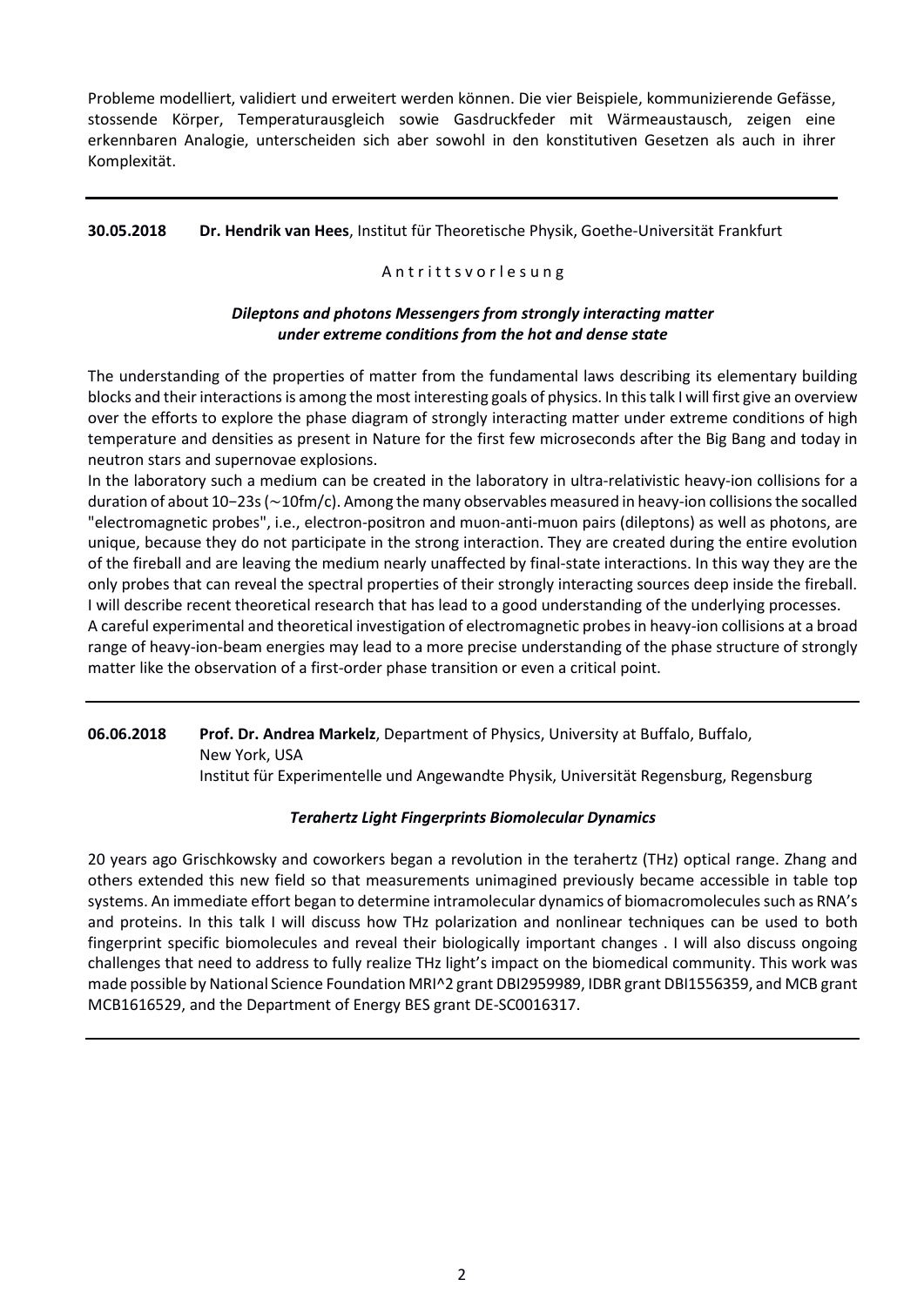Probleme modelliert, validiert und erweitert werden können. Die vier Beispiele, kommunizierende Gefässe, stossende Körper, Temperaturausgleich sowie Gasdruckfeder mit Wärmeaustausch, zeigen eine erkennbaren Analogie, unterscheiden sich aber sowohl in den konstitutiven Gesetzen als auch in ihrer Komplexität.

---

**30.05.2018** **Dr. Hendrik van Hees**, Institut für Theoretische Physik, Goethe-Universität Frankfurt

A n t r i t t s v o r l e s u n g

***Dileptons and photons Messengers from strongly interacting matter under extreme conditions from the hot and dense state***

The understanding of the properties of matter from the fundamental laws describing its elementary building blocks and their interactions is among the most interesting goals of physics. In this talk I will first give an overview over the efforts to explore the phase diagram of strongly interacting matter under extreme conditions of high temperature and densities as present in Nature for the first few microseconds after the Big Bang and today in neutron stars and supernovae explosions.

In the laboratory such a medium can be created in the laboratory in ultra-relativistic heavy-ion collisions for a duration of about 10−23s (∼10fm/c). Among the many observables measured in heavy-ion collisions the socalled "electromagnetic probes", i.e., electron-positron and muon-anti-muon pairs (dileptons) as well as photons, are unique, because they do not participate in the strong interaction. They are created during the entire evolution of the fireball and are leaving the medium nearly unaffected by final-state interactions. In this way they are the only probes that can reveal the spectral properties of their strongly interacting sources deep inside the fireball. I will describe recent theoretical research that has lead to a good understanding of the underlying processes.

A careful experimental and theoretical investigation of electromagnetic probes in heavy-ion collisions at a broad range of heavy-ion-beam energies may lead to a more precise understanding of the phase structure of strongly matter like the observation of a first-order phase transition or even a critical point.

---

**06.06.2018** **Prof. Dr. Andrea Markelz**, Department of Physics, University at Buffalo, Buffalo, New York, USA
Institut für Experimentelle und Angewandte Physik, Universität Regensburg, Regensburg

***Terahertz Light Fingerprints Biomolecular Dynamics***

20 years ago Grischkowsky and coworkers began a revolution in the terahertz (THz) optical range. Zhang and others extended this new field so that measurements unimagined previously became accessible in table top systems. An immediate effort began to determine intramolecular dynamics of biomacromolecules such as RNA's and proteins. In this talk I will discuss how THz polarization and nonlinear techniques can be used to both fingerprint specific biomolecules and reveal their biologically important changes . I will also discuss ongoing challenges that need to address to fully realize THz light's impact on the biomedical community. This work was made possible by National Science Foundation MRI^2 grant DBI2959989, IDBR grant DBI1556359, and MCB grant MCB1616529, and the Department of Energy BES grant DE-SC0016317.

---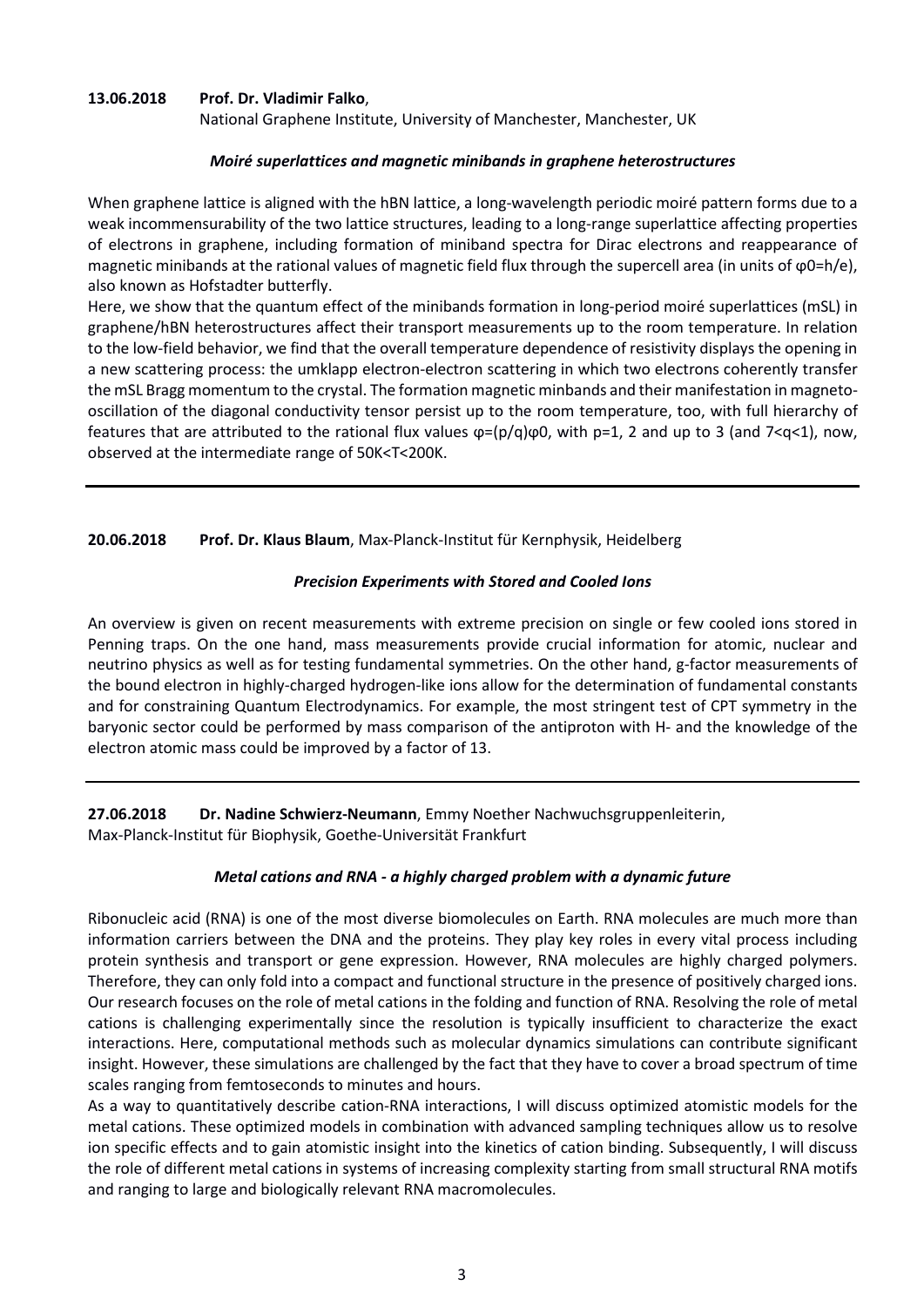**13.06.2018 Prof. Dr. Vladimir Falko**,
National Graphene Institute, University of Manchester, Manchester, UK

***Moiré superlattices and magnetic minibands in graphene heterostructures***

When graphene lattice is aligned with the hBN lattice, a long-wavelength periodic moiré pattern forms due to a weak incommensurability of the two lattice structures, leading to a long-range superlattice affecting properties of electrons in graphene, including formation of miniband spectra for Dirac electrons and reappearance of magnetic minibands at the rational values of magnetic field flux through the supercell area (in units of $\varphi_0=h/e$), also known as Hofstadter butterfly.

Here, we show that the quantum effect of the minibands formation in long-period moiré superlattices (mSL) in graphene/hBN heterostructures affect their transport measurements up to the room temperature. In relation to the low-field behavior, we find that the overall temperature dependence of resistivity displays the opening in a new scattering process: the umklapp electron-electron scattering in which two electrons coherently transfer the mSL Bragg momentum to the crystal. The formation magnetic minbands and their manifestation in magneto-oscillation of the diagonal conductivity tensor persist up to the room temperature, too, with full hierarchy of features that are attributed to the rational flux values $\varphi=(p/q)\varphi_0$, with p=1, 2 and up to 3 (and 7<q<1), now, observed at the intermediate range of 50K<T<200K.

---

**20.06.2018 Prof. Dr. Klaus Blaum**, Max-Planck-Institut für Kernphysik, Heidelberg

***Precision Experiments with Stored and Cooled Ions***

An overview is given on recent measurements with extreme precision on single or few cooled ions stored in Penning traps. On the one hand, mass measurements provide crucial information for atomic, nuclear and neutrino physics as well as for testing fundamental symmetries. On the other hand, g-factor measurements of the bound electron in highly-charged hydrogen-like ions allow for the determination of fundamental constants and for constraining Quantum Electrodynamics. For example, the most stringent test of CPT symmetry in the baryonic sector could be performed by mass comparison of the antiproton with $H^-$ and the knowledge of the electron atomic mass could be improved by a factor of 13.

---

**27.06.2018 Dr. Nadine Schwierz-Neumann**, Emmy Noether Nachwuchsgruppenleiterin,
Max-Planck-Institut für Biophysik, Goethe-Universität Frankfurt

***Metal cations and RNA - a highly charged problem with a dynamic future***

Ribonucleic acid (RNA) is one of the most diverse biomolecules on Earth. RNA molecules are much more than information carriers between the DNA and the proteins. They play key roles in every vital process including protein synthesis and transport or gene expression. However, RNA molecules are highly charged polymers. Therefore, they can only fold into a compact and functional structure in the presence of positively charged ions. Our research focuses on the role of metal cations in the folding and function of RNA. Resolving the role of metal cations is challenging experimentally since the resolution is typically insufficient to characterize the exact interactions. Here, computational methods such as molecular dynamics simulations can contribute significant insight. However, these simulations are challenged by the fact that they have to cover a broad spectrum of time scales ranging from femtoseconds to minutes and hours.

As a way to quantitatively describe cation-RNA interactions, I will discuss optimized atomistic models for the metal cations. These optimized models in combination with advanced sampling techniques allow us to resolve ion specific effects and to gain atomistic insight into the kinetics of cation binding. Subsequently, I will discuss the role of different metal cations in systems of increasing complexity starting from small structural RNA motifs and ranging to large and biologically relevant RNA macromolecules.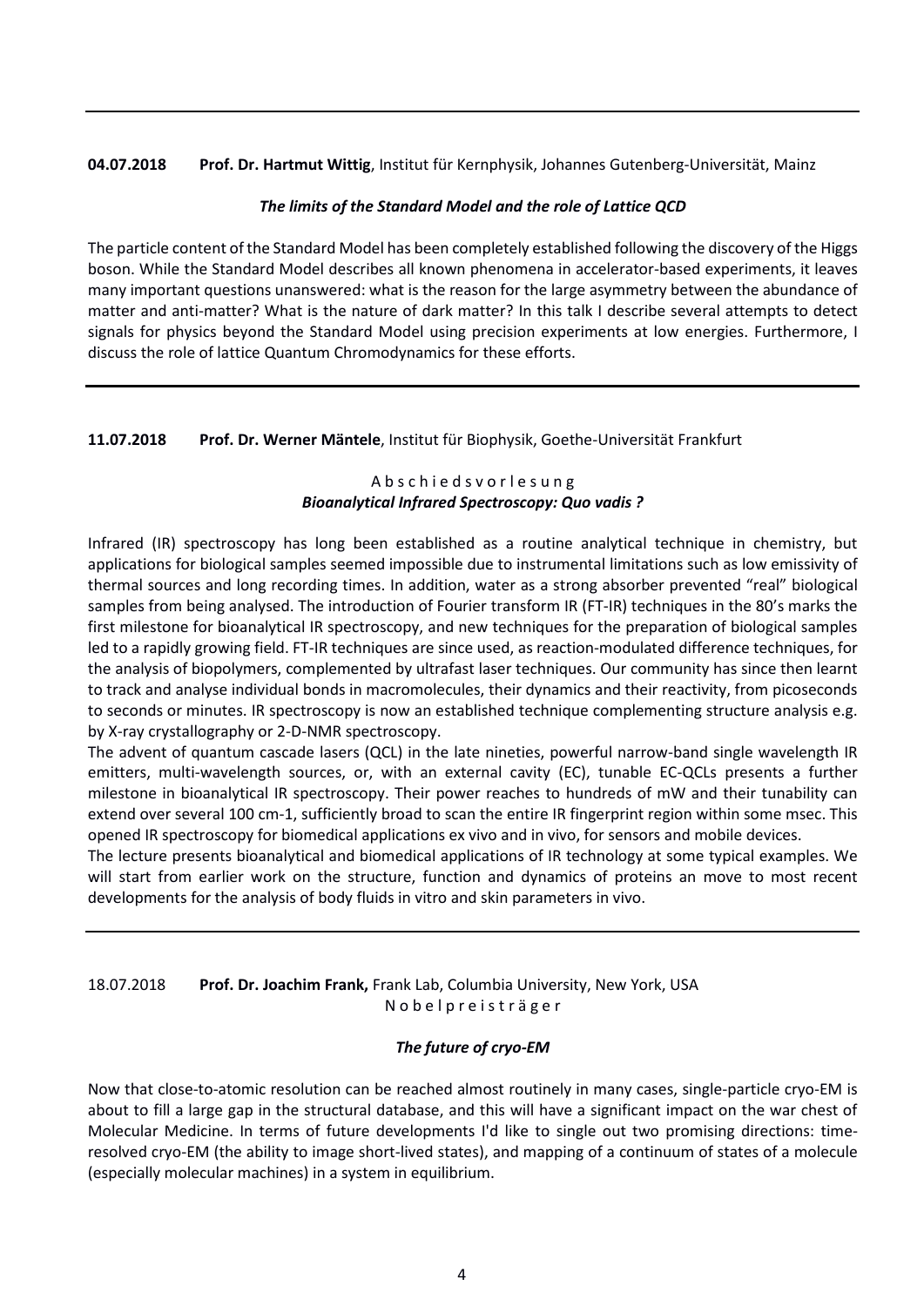---

**04.07.2018** **Prof. Dr. Hartmut Wittig**, Institut für Kernphysik, Johannes Gutenberg-Universität, Mainz

***The limits of the Standard Model and the role of Lattice QCD***

The particle content of the Standard Model has been completely established following the discovery of the Higgs boson. While the Standard Model describes all known phenomena in accelerator-based experiments, it leaves many important questions unanswered: what is the reason for the large asymmetry between the abundance of matter and anti-matter? What is the nature of dark matter? In this talk I describe several attempts to detect signals for physics beyond the Standard Model using precision experiments at low energies. Furthermore, I discuss the role of lattice Quantum Chromodynamics for these efforts.

---

**11.07.2018** **Prof. Dr. Werner Mäntele**, Institut für Biophysik, Goethe-Universität Frankfurt

A b s c h i e d s v o r l e s u n g
***Bioanalytical Infrared Spectroscopy: Quo vadis ?***

Infrared (IR) spectroscopy has long been established as a routine analytical technique in chemistry, but applications for biological samples seemed impossible due to instrumental limitations such as low emissivity of thermal sources and long recording times. In addition, water as a strong absorber prevented “real” biological samples from being analysed. The introduction of Fourier transform IR (FT-IR) techniques in the 80’s marks the first milestone for bioanalytical IR spectroscopy, and new techniques for the preparation of biological samples led to a rapidly growing field. FT-IR techniques are since used, as reaction-modulated difference techniques, for the analysis of biopolymers, complemented by ultrafast laser techniques. Our community has since then learnt to track and analyse individual bonds in macromolecules, their dynamics and their reactivity, from picoseconds to seconds or minutes. IR spectroscopy is now an established technique complementing structure analysis e.g. by X-ray crystallography or 2-D-NMR spectroscopy.
The advent of quantum cascade lasers (QCL) in the late nineties, powerful narrow-band single wavelength IR emitters, multi-wavelength sources, or, with an external cavity (EC), tunable EC-QCLs presents a further milestone in bioanalytical IR spectroscopy. Their power reaches to hundreds of mW and their tunability can extend over several 100 cm-1, sufficiently broad to scan the entire IR fingerprint region within some msec. This opened IR spectroscopy for biomedical applications ex vivo and in vivo, for sensors and mobile devices.
The lecture presents bioanalytical and biomedical applications of IR technology at some typical examples. We will start from earlier work on the structure, function and dynamics of proteins an move to most recent developments for the analysis of body fluids in vitro and skin parameters in vivo.

---

18.07.2018 **Prof. Dr. Joachim Frank,** Frank Lab, Columbia University, New York, USA
N o b e l p r e i s t r ä g e r

***The future of cryo-EM***

Now that close-to-atomic resolution can be reached almost routinely in many cases, single-particle cryo-EM is about to fill a large gap in the structural database, and this will have a significant impact on the war chest of Molecular Medicine. In terms of future developments I'd like to single out two promising directions: time-resolved cryo-EM (the ability to image short-lived states), and mapping of a continuum of states of a molecule (especially molecular machines) in a system in equilibrium.